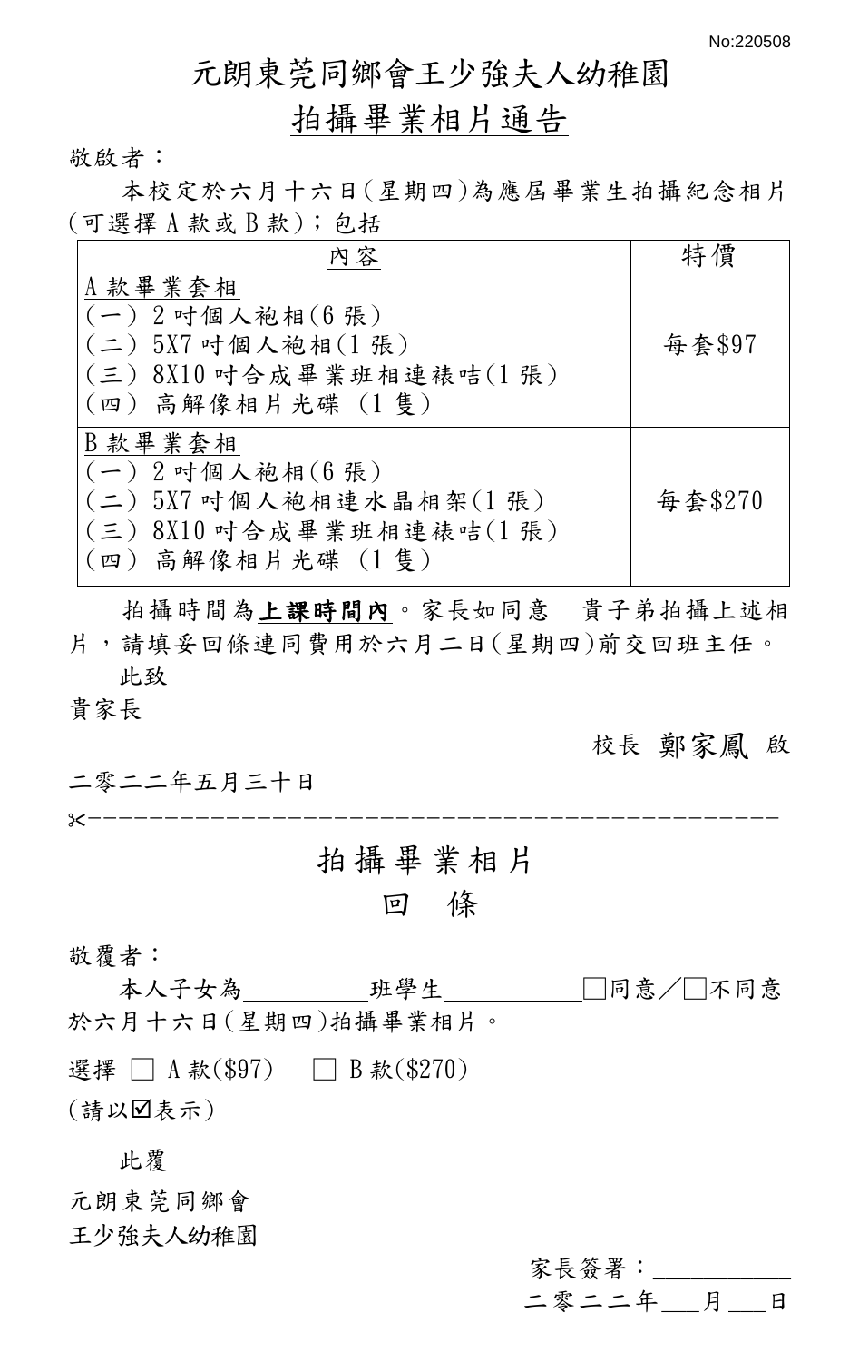No:220508

# 元朗東莞同鄉會王少強夫人幼稚園

## 拍攝畢業相片通告

敬啟者：

本校定於六月十六日(星期四)為應屆畢業生拍攝紀念相片(可選擇 A 款或 B 款)；包括

| 內容 | 特價 |
|---|---|
| A 款畢業套相<br>(一) 2 吋個人袍相(6 張)<br>(二) 5X7 吋個人袍相(1 張)<br>(三) 8X10 吋合成畢業班相連裱咭(1 張)<br>(四) 高解像相片光碟 (1 隻) | 每套$97 |
| B 款畢業套相<br>(一) 2 吋個人袍相(6 張)<br>(二) 5X7 吋個人袍相連水晶相架(1 張)<br>(三) 8X10 吋合成畢業班相連裱咭(1 張)<br>(四) 高解像相片光碟 (1 隻) | 每套$270 |

拍攝時間為**上課時間內**。家長如同意　貴子弟拍攝上述相片，請填妥回條連同費用於六月二日(星期四)前交回班主任。

此致

貴家長

校長 鄭家鳳 啟

二零二二年五月三十日

✂-----------------------------------------------

## 拍攝畢業相片
## 回　條

敬覆者：

本人子女為__________班學生____________☐同意／☐不同意於六月十六日(星期四)拍攝畢業相片。

選擇 ☐ A 款($97)　☐ B 款($270)

(請以☑表示)

此覆

元朗東莞同鄉會

王少強夫人幼稚園

家長簽署：____________

二零二二年___月___日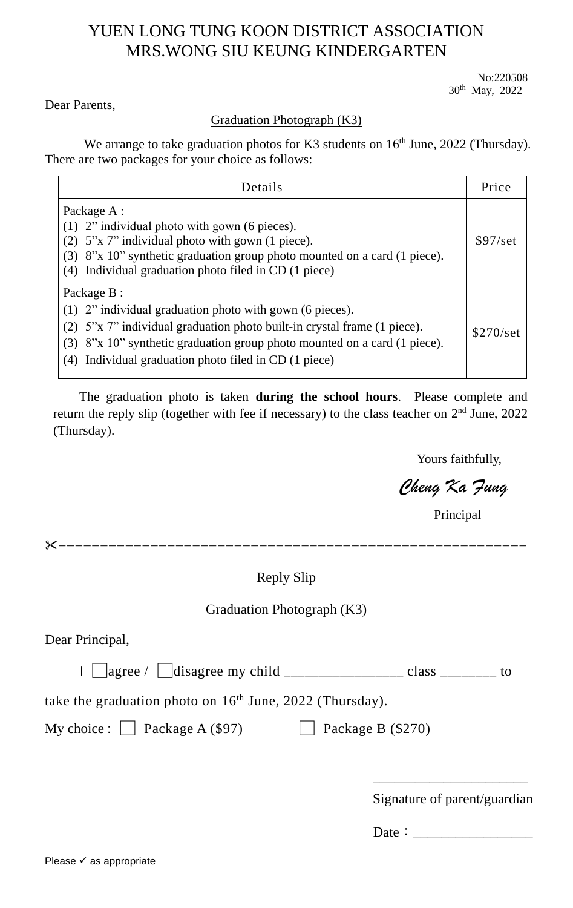# YUEN LONG TUNG KOON DISTRICT ASSOCIATION
# MRS.WONG SIU KEUNG KINDERGARTEN

No:220508
30th May, 2022

Dear Parents,

<u>Graduation Photograph (K3)</u>

We arrange to take graduation photos for K3 students on 16th June, 2022 (Thursday). There are two packages for your choice as follows:

| Details | Price |
|---|---|
| Package A :<br>(1) 2" individual photo with gown (6 pieces).<br>(2) 5"x 7" individual photo with gown (1 piece).<br>(3) 8"x 10" synthetic graduation group photo mounted on a card (1 piece).<br>(4) Individual graduation photo filed in CD (1 piece) | $97/set |
| Package B :<br>(1) 2" individual graduation photo with gown (6 pieces).<br>(2) 5"x 7" individual graduation photo built-in crystal frame (1 piece).<br>(3) 8"x 10" synthetic graduation group photo mounted on a card (1 piece).<br>(4) Individual graduation photo filed in CD (1 piece) | $270/set |

The graduation photo is taken **during the school hours**. Please complete and return the reply slip (together with fee if necessary) to the class teacher on 2nd June, 2022 (Thursday).

Yours faithfully,

*Cheng Ka Fung*

Principal

✂-------------------------------------------------------

Reply Slip

<u>Graduation Photograph (K3)</u>

Dear Principal,

I ☐agree / ☐disagree my child ________________ class ________ to take the graduation photo on 16th June, 2022 (Thursday).

My choice : ☐ Package A ($97)   ☐ Package B ($270)

______________________
Signature of parent/guardian

Date：_________________

Please ✓ as appropriate